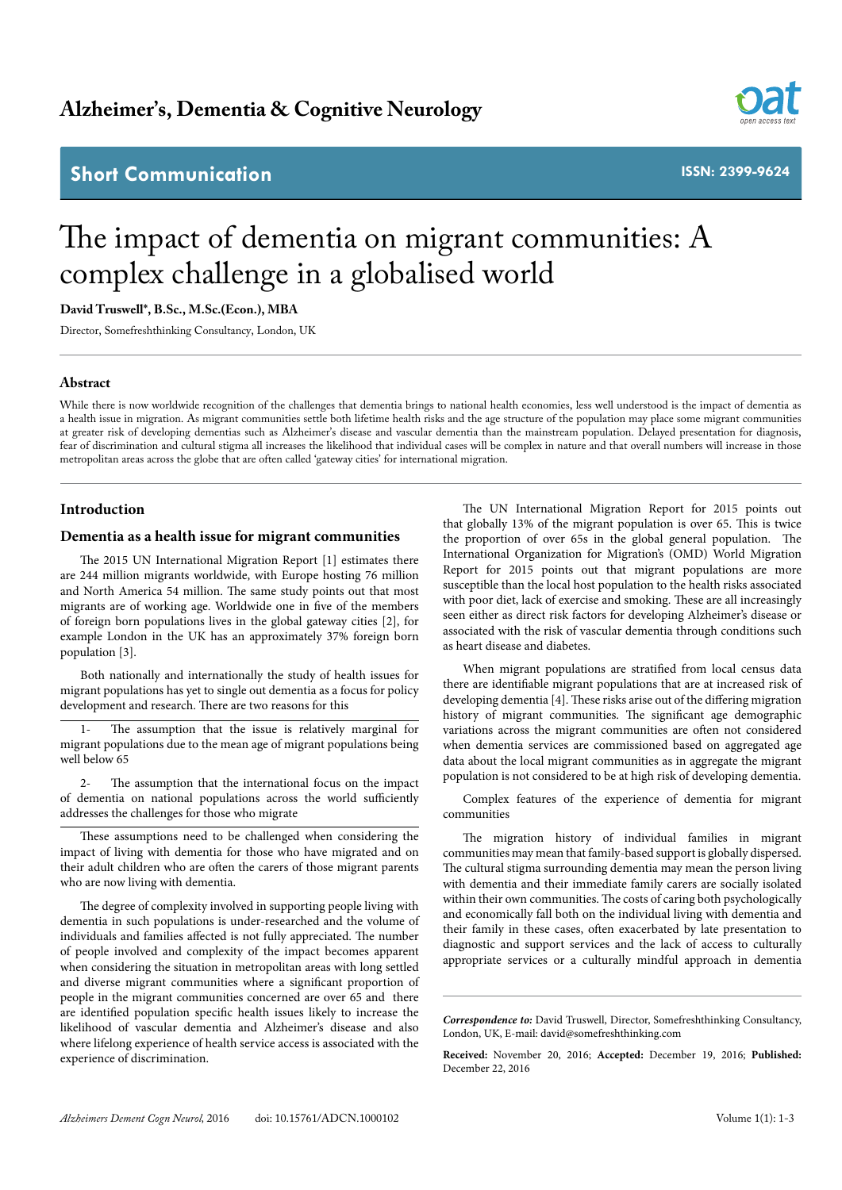# The impact of dementia on migrant communities: A complex challenge in a globalised world

**David Truswell*, B.Sc., M.Sc.(Econ.), MBA**

Director, Somefreshthinking Consultancy, London, UK

## Abstract

While there is now worldwide recognition of the challenges that dementia brings to national health economies, less well understood is the impact of dementia as a health issue in migration. As migrant communities settle both lifetime health risks and the age structure of the population may place some migrant communities at greater risk of developing dementias such as Alzheimer's disease and vascular dementia than the mainstream population. Delayed presentation for diagnosis, fear of discrimination and cultural stigma all increases the likelihood that individual cases will be complex in nature and that overall numbers will increase in those metropolitan areas across the globe that are often called 'gateway cities' for international migration.

## Introduction

### Dementia as a health issue for migrant communities

The 2015 UN International Migration Report [1] estimates there are 244 million migrants worldwide, with Europe hosting 76 million and North America 54 million. The same study points out that most migrants are of working age. Worldwide one in five of the members of foreign born populations lives in the global gateway cities [2], for example London in the UK has an approximately 37% foreign born population [3].

Both nationally and internationally the study of health issues for migrant populations has yet to single out dementia as a focus for policy development and research. There are two reasons for this

1- The assumption that the issue is relatively marginal for migrant populations due to the mean age of migrant populations being well below 65

2- The assumption that the international focus on the impact of dementia on national populations across the world sufficiently addresses the challenges for those who migrate

These assumptions need to be challenged when considering the impact of living with dementia for those who have migrated and on their adult children who are often the carers of those migrant parents who are now living with dementia.

The degree of complexity involved in supporting people living with dementia in such populations is under-researched and the volume of individuals and families affected is not fully appreciated. The number of people involved and complexity of the impact becomes apparent when considering the situation in metropolitan areas with long settled and diverse migrant communities where a significant proportion of people in the migrant communities concerned are over 65 and there are identified population specific health issues likely to increase the likelihood of vascular dementia and Alzheimer's disease and also where lifelong experience of health service access is associated with the experience of discrimination.

The UN International Migration Report for 2015 points out that globally 13% of the migrant population is over 65. This is twice the proportion of over 65s in the global general population. The International Organization for Migration's (OMD) World Migration Report for 2015 points out that migrant populations are more susceptible than the local host population to the health risks associated with poor diet, lack of exercise and smoking. These are all increasingly seen either as direct risk factors for developing Alzheimer's disease or associated with the risk of vascular dementia through conditions such as heart disease and diabetes.

When migrant populations are stratified from local census data there are identifiable migrant populations that are at increased risk of developing dementia [4]. These risks arise out of the differing migration history of migrant communities. The significant age demographic variations across the migrant communities are often not considered when dementia services are commissioned based on aggregated age data about the local migrant communities as in aggregate the migrant population is not considered to be at high risk of developing dementia.

Complex features of the experience of dementia for migrant communities

The migration history of individual families in migrant communities may mean that family-based support is globally dispersed. The cultural stigma surrounding dementia may mean the person living with dementia and their immediate family carers are socially isolated within their own communities. The costs of caring both psychologically and economically fall both on the individual living with dementia and their family in these cases, often exacerbated by late presentation to diagnostic and support services and the lack of access to culturally appropriate services or a culturally mindful approach in dementia

*Correspondence to:* David Truswell, Director, Somefreshthinking Consultancy, London, UK, E-mail: david@somefreshthinking.com

**Received:** November 20, 2016; **Accepted:** December 19, 2016; **Published:** December 22, 2016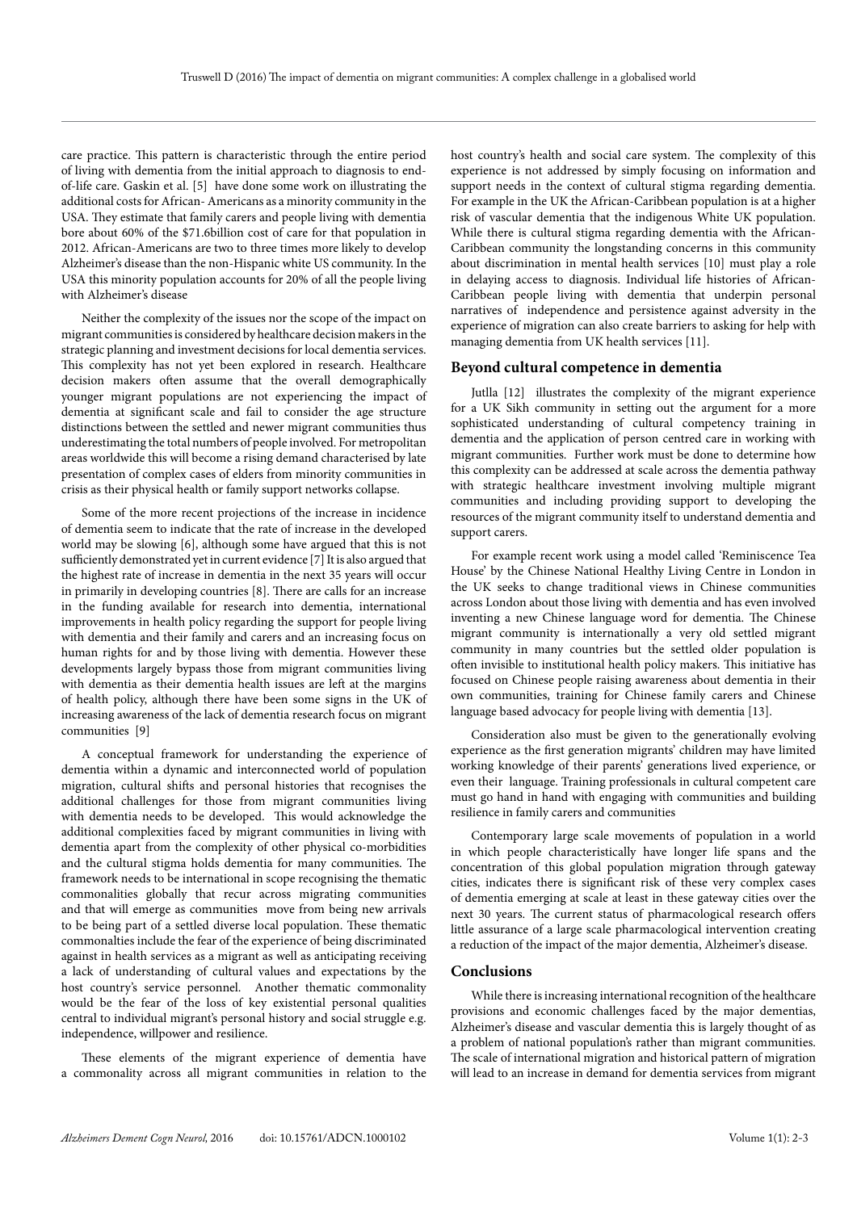care practice. This pattern is characteristic through the entire period of living with dementia from the initial approach to diagnosis to end-of-life care. Gaskin et al. [5] have done some work on illustrating the additional costs for African- Americans as a minority community in the USA. They estimate that family carers and people living with dementia bore about 60% of the $71.6billion cost of care for that population in 2012. African-Americans are two to three times more likely to develop Alzheimer's disease than the non-Hispanic white US community. In the USA this minority population accounts for 20% of all the people living with Alzheimer's disease

Neither the complexity of the issues nor the scope of the impact on migrant communities is considered by healthcare decision makers in the strategic planning and investment decisions for local dementia services. This complexity has not yet been explored in research. Healthcare decision makers often assume that the overall demographically younger migrant populations are not experiencing the impact of dementia at significant scale and fail to consider the age structure distinctions between the settled and newer migrant communities thus underestimating the total numbers of people involved. For metropolitan areas worldwide this will become a rising demand characterised by late presentation of complex cases of elders from minority communities in crisis as their physical health or family support networks collapse.

Some of the more recent projections of the increase in incidence of dementia seem to indicate that the rate of increase in the developed world may be slowing [6], although some have argued that this is not sufficiently demonstrated yet in current evidence [7] It is also argued that the highest rate of increase in dementia in the next 35 years will occur in primarily in developing countries [8]. There are calls for an increase in the funding available for research into dementia, international improvements in health policy regarding the support for people living with dementia and their family and carers and an increasing focus on human rights for and by those living with dementia. However these developments largely bypass those from migrant communities living with dementia as their dementia health issues are left at the margins of health policy, although there have been some signs in the UK of increasing awareness of the lack of dementia research focus on migrant communities [9]

A conceptual framework for understanding the experience of dementia within a dynamic and interconnected world of population migration, cultural shifts and personal histories that recognises the additional challenges for those from migrant communities living with dementia needs to be developed. This would acknowledge the additional complexities faced by migrant communities in living with dementia apart from the complexity of other physical co-morbidities and the cultural stigma holds dementia for many communities. The framework needs to be international in scope recognising the thematic commonalities globally that recur across migrating communities and that will emerge as communities move from being new arrivals to be being part of a settled diverse local population. These thematic commonalties include the fear of the experience of being discriminated against in health services as a migrant as well as anticipating receiving a lack of understanding of cultural values and expectations by the host country's service personnel. Another thematic commonality would be the fear of the loss of key existential personal qualities central to individual migrant's personal history and social struggle e.g. independence, willpower and resilience.

These elements of the migrant experience of dementia have a commonality across all migrant communities in relation to the host country's health and social care system. The complexity of this experience is not addressed by simply focusing on information and support needs in the context of cultural stigma regarding dementia. For example in the UK the African-Caribbean population is at a higher risk of vascular dementia that the indigenous White UK population. While there is cultural stigma regarding dementia with the African-Caribbean community the longstanding concerns in this community about discrimination in mental health services [10] must play a role in delaying access to diagnosis. Individual life histories of African-Caribbean people living with dementia that underpin personal narratives of independence and persistence against adversity in the experience of migration can also create barriers to asking for help with managing dementia from UK health services [11].

## Beyond cultural competence in dementia

Jutlla [12] illustrates the complexity of the migrant experience for a UK Sikh community in setting out the argument for a more sophisticated understanding of cultural competency training in dementia and the application of person centred care in working with migrant communities. Further work must be done to determine how this complexity can be addressed at scale across the dementia pathway with strategic healthcare investment involving multiple migrant communities and including providing support to developing the resources of the migrant community itself to understand dementia and support carers.

For example recent work using a model called 'Reminiscence Tea House' by the Chinese National Healthy Living Centre in London in the UK seeks to change traditional views in Chinese communities across London about those living with dementia and has even involved inventing a new Chinese language word for dementia. The Chinese migrant community is internationally a very old settled migrant community in many countries but the settled older population is often invisible to institutional health policy makers. This initiative has focused on Chinese people raising awareness about dementia in their own communities, training for Chinese family carers and Chinese language based advocacy for people living with dementia [13].

Consideration also must be given to the generationally evolving experience as the first generation migrants' children may have limited working knowledge of their parents' generations lived experience, or even their language. Training professionals in cultural competent care must go hand in hand with engaging with communities and building resilience in family carers and communities

Contemporary large scale movements of population in a world in which people characteristically have longer life spans and the concentration of this global population migration through gateway cities, indicates there is significant risk of these very complex cases of dementia emerging at scale at least in these gateway cities over the next 30 years. The current status of pharmacological research offers little assurance of a large scale pharmacological intervention creating a reduction of the impact of the major dementia, Alzheimer's disease.

## Conclusions

While there is increasing international recognition of the healthcare provisions and economic challenges faced by the major dementias, Alzheimer's disease and vascular dementia this is largely thought of as a problem of national population's rather than migrant communities. The scale of international migration and historical pattern of migration will lead to an increase in demand for dementia services from migrant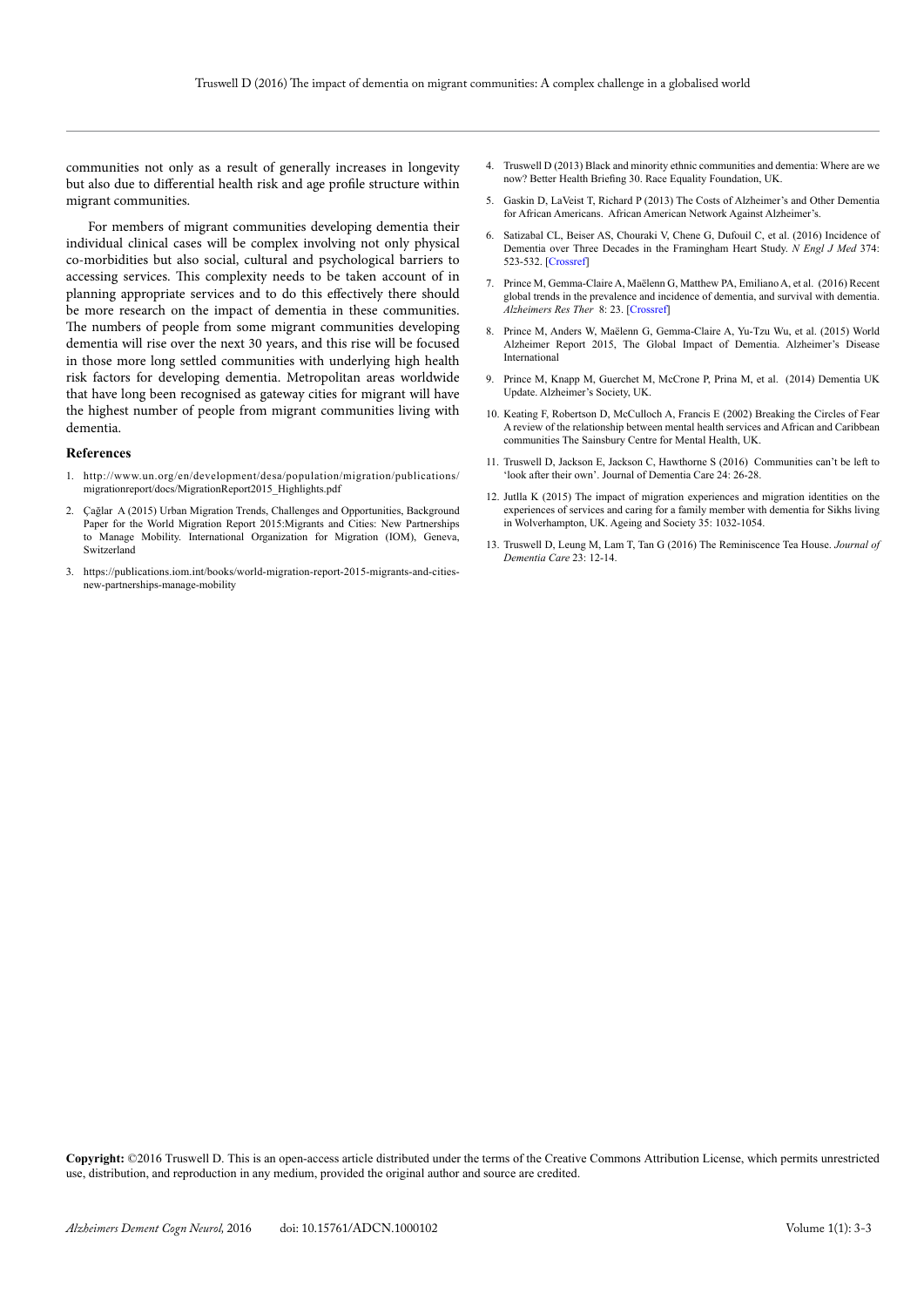communities not only as a result of generally increases in longevity but also due to differential health risk and age profile structure within migrant communities.

For members of migrant communities developing dementia their individual clinical cases will be complex involving not only physical co-morbidities but also social, cultural and psychological barriers to accessing services. This complexity needs to be taken account of in planning appropriate services and to do this effectively there should be more research on the impact of dementia in these communities. The numbers of people from some migrant communities developing dementia will rise over the next 30 years, and this rise will be focused in those more long settled communities with underlying high health risk factors for developing dementia. Metropolitan areas worldwide that have long been recognised as gateway cities for migrant will have the highest number of people from migrant communities living with dementia.

## References

1. http://www.un.org/en/development/desa/population/migration/publications/migrationreport/docs/MigrationReport2015_Highlights.pdf
2. Çağlar A (2015) Urban Migration Trends, Challenges and Opportunities, Background Paper for the World Migration Report 2015:Migrants and Cities: New Partnerships to Manage Mobility. International Organization for Migration (IOM), Geneva, Switzerland
3. https://publications.iom.int/books/world-migration-report-2015-migrants-and-cities-new-partnerships-manage-mobility
4. Truswell D (2013) Black and minority ethnic communities and dementia: Where are we now? Better Health Briefing 30. Race Equality Foundation, UK.
5. Gaskin D, LaVeist T, Richard P (2013) The Costs of Alzheimer's and Other Dementia for African Americans. African American Network Against Alzheimer's.
6. Satizabal CL, Beiser AS, Chouraki V, Chene G, Dufouil C, et al. (2016) Incidence of Dementia over Three Decades in the Framingham Heart Study. *N Engl J Med* 374: 523-532. [Crossref]
7. Prince M, Gemma-Claire A, Maëlenn G, Matthew PA, Emiliano A, et al. (2016) Recent global trends in the prevalence and incidence of dementia, and survival with dementia. *Alzheimers Res Ther* 8: 23. [Crossref]
8. Prince M, Anders W, Maëlenn G, Gemma-Claire A, Yu-Tzu Wu, et al. (2015) World Alzheimer Report 2015, The Global Impact of Dementia. Alzheimer's Disease International
9. Prince M, Knapp M, Guerchet M, McCrone P, Prina M, et al. (2014) Dementia UK Update. Alzheimer's Society, UK.
10. Keating F, Robertson D, McCulloch A, Francis E (2002) Breaking the Circles of Fear A review of the relationship between mental health services and African and Caribbean communities The Sainsbury Centre for Mental Health, UK.
11. Truswell D, Jackson E, Jackson C, Hawthorne S (2016) Communities can't be left to 'look after their own'. Journal of Dementia Care 24: 26-28.
12. Jutlla K (2015) The impact of migration experiences and migration identities on the experiences of services and caring for a family member with dementia for Sikhs living in Wolverhampton, UK. Ageing and Society 35: 1032-1054.
13. Truswell D, Leung M, Lam T, Tan G (2016) The Reminiscence Tea House. *Journal of Dementia Care* 23: 12-14.

**Copyright:** ©2016 Truswell D. This is an open-access article distributed under the terms of the Creative Commons Attribution License, which permits unrestricted use, distribution, and reproduction in any medium, provided the original author and source are credited.